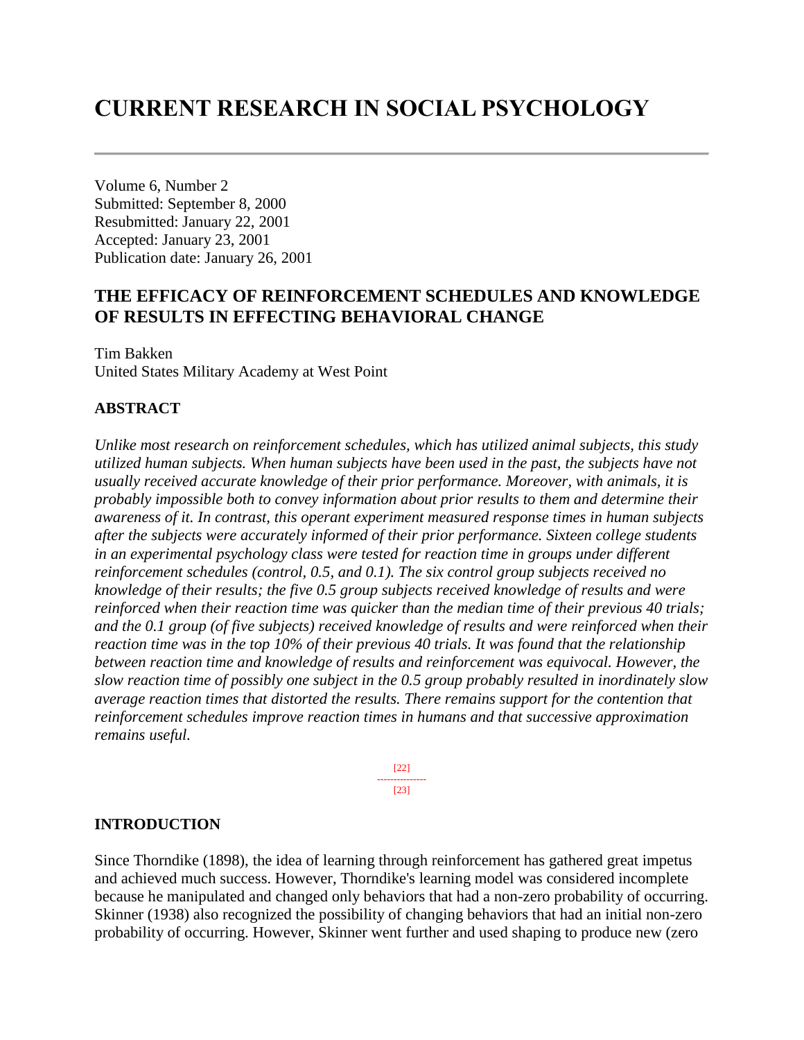# CURRENT RESEARCH IN SOCIAL PSYCHOLOGY

Volume 6, Number 2
Submitted: September 8, 2000
Resubmitted: January 22, 2001
Accepted: January 23, 2001
Publication date: January 26, 2001

## THE EFFICACY OF REINFORCEMENT SCHEDULES AND KNOWLEDGE OF RESULTS IN EFFECTING BEHAVIORAL CHANGE

Tim Bakken
United States Military Academy at West Point

### ABSTRACT

*Unlike most research on reinforcement schedules, which has utilized animal subjects, this study utilized human subjects. When human subjects have been used in the past, the subjects have not usually received accurate knowledge of their prior performance. Moreover, with animals, it is probably impossible both to convey information about prior results to them and determine their awareness of it. In contrast, this operant experiment measured response times in human subjects after the subjects were accurately informed of their prior performance. Sixteen college students in an experimental psychology class were tested for reaction time in groups under different reinforcement schedules (control, 0.5, and 0.1). The six control group subjects received no knowledge of their results; the five 0.5 group subjects received knowledge of results and were reinforced when their reaction time was quicker than the median time of their previous 40 trials; and the 0.1 group (of five subjects) received knowledge of results and were reinforced when their reaction time was in the top 10% of their previous 40 trials. It was found that the relationship between reaction time and knowledge of results and reinforcement was equivocal. However, the slow reaction time of possibly one subject in the 0.5 group probably resulted in inordinately slow average reaction times that distorted the results. There remains support for the contention that reinforcement schedules improve reaction times in humans and that successive approximation remains useful.*

[22]
---------------
[23]

### INTRODUCTION

Since Thorndike (1898), the idea of learning through reinforcement has gathered great impetus and achieved much success. However, Thorndike's learning model was considered incomplete because he manipulated and changed only behaviors that had a non-zero probability of occurring. Skinner (1938) also recognized the possibility of changing behaviors that had an initial non-zero probability of occurring. However, Skinner went further and used shaping to produce new (zero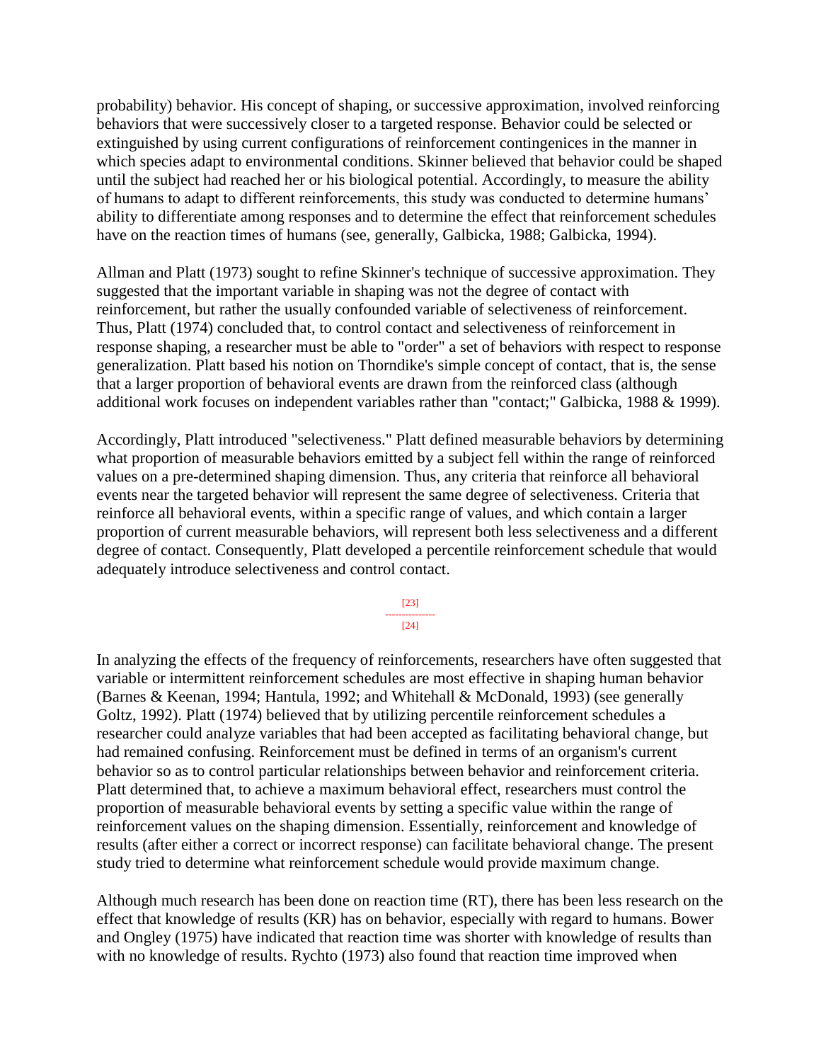probability) behavior. His concept of shaping, or successive approximation, involved reinforcing behaviors that were successively closer to a targeted response. Behavior could be selected or extinguished by using current configurations of reinforcement contingenices in the manner in which species adapt to environmental conditions. Skinner believed that behavior could be shaped until the subject had reached her or his biological potential. Accordingly, to measure the ability of humans to adapt to different reinforcements, this study was conducted to determine humans' ability to differentiate among responses and to determine the effect that reinforcement schedules have on the reaction times of humans (see, generally, Galbicka, 1988; Galbicka, 1994).

Allman and Platt (1973) sought to refine Skinner's technique of successive approximation. They suggested that the important variable in shaping was not the degree of contact with reinforcement, but rather the usually confounded variable of selectiveness of reinforcement. Thus, Platt (1974) concluded that, to control contact and selectiveness of reinforcement in response shaping, a researcher must be able to "order" a set of behaviors with respect to response generalization. Platt based his notion on Thorndike's simple concept of contact, that is, the sense that a larger proportion of behavioral events are drawn from the reinforced class (although additional work focuses on independent variables rather than "contact;" Galbicka, 1988 & 1999).

Accordingly, Platt introduced "selectiveness." Platt defined measurable behaviors by determining what proportion of measurable behaviors emitted by a subject fell within the range of reinforced values on a pre-determined shaping dimension. Thus, any criteria that reinforce all behavioral events near the targeted behavior will represent the same degree of selectiveness. Criteria that reinforce all behavioral events, within a specific range of values, and which contain a larger proportion of current measurable behaviors, will represent both less selectiveness and a different degree of contact. Consequently, Platt developed a percentile reinforcement schedule that would adequately introduce selectiveness and control contact.

In analyzing the effects of the frequency of reinforcements, researchers have often suggested that variable or intermittent reinforcement schedules are most effective in shaping human behavior (Barnes & Keenan, 1994; Hantula, 1992; and Whitehall & McDonald, 1993) (see generally Goltz, 1992). Platt (1974) believed that by utilizing percentile reinforcement schedules a researcher could analyze variables that had been accepted as facilitating behavioral change, but had remained confusing. Reinforcement must be defined in terms of an organism's current behavior so as to control particular relationships between behavior and reinforcement criteria. Platt determined that, to achieve a maximum behavioral effect, researchers must control the proportion of measurable behavioral events by setting a specific value within the range of reinforcement values on the shaping dimension. Essentially, reinforcement and knowledge of results (after either a correct or incorrect response) can facilitate behavioral change. The present study tried to determine what reinforcement schedule would provide maximum change.

Although much research has been done on reaction time (RT), there has been less research on the effect that knowledge of results (KR) has on behavior, especially with regard to humans. Bower and Ongley (1975) have indicated that reaction time was shorter with knowledge of results than with no knowledge of results. Rychto (1973) also found that reaction time improved when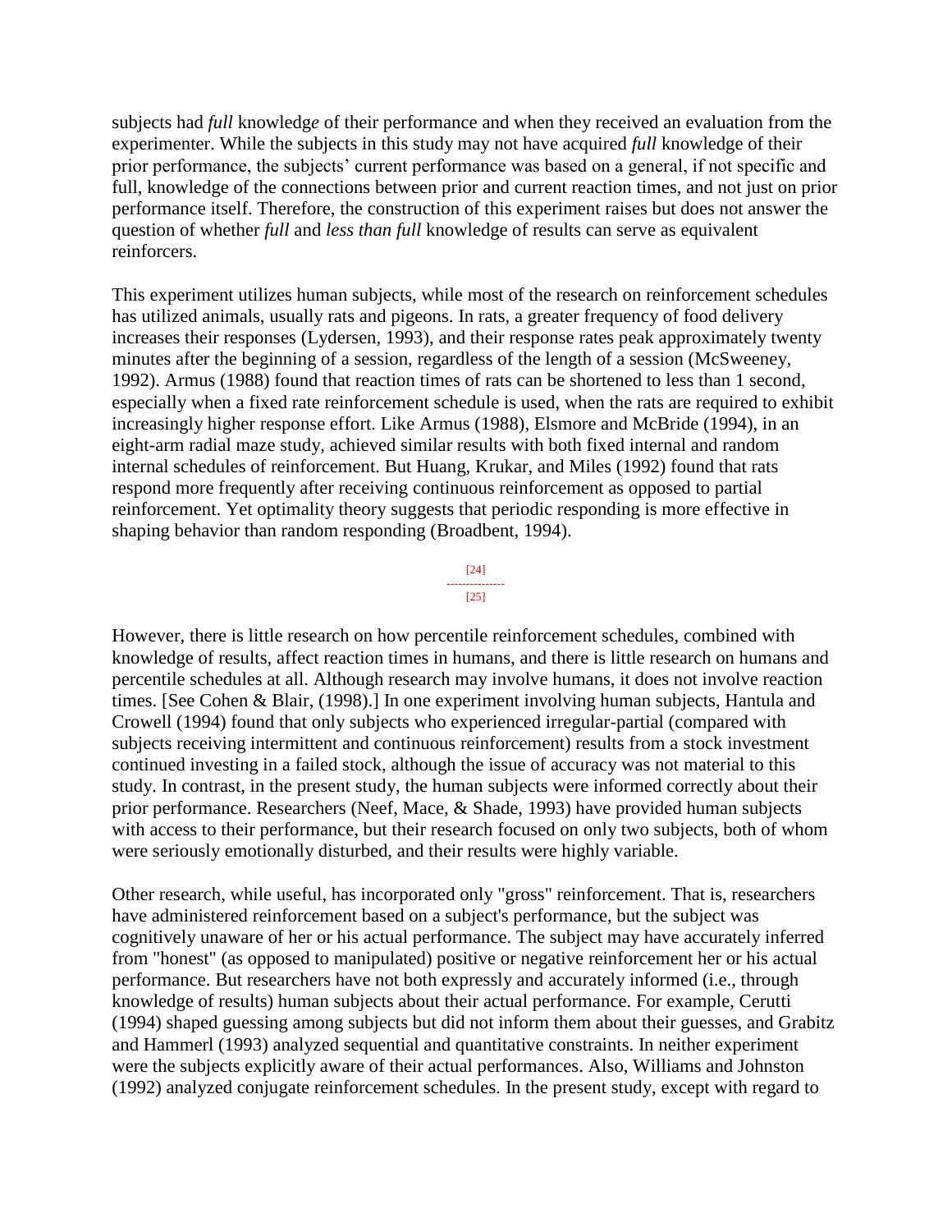subjects had *full* knowledge of their performance and when they received an evaluation from the experimenter. While the subjects in this study may not have acquired *full* knowledge of their prior performance, the subjects' current performance was based on a general, if not specific and full, knowledge of the connections between prior and current reaction times, and not just on prior performance itself. Therefore, the construction of this experiment raises but does not answer the question of whether *full* and *less than full* knowledge of results can serve as equivalent reinforcers.

This experiment utilizes human subjects, while most of the research on reinforcement schedules has utilized animals, usually rats and pigeons. In rats, a greater frequency of food delivery increases their responses (Lydersen, 1993), and their response rates peak approximately twenty minutes after the beginning of a session, regardless of the length of a session (McSweeney, 1992). Armus (1988) found that reaction times of rats can be shortened to less than 1 second, especially when a fixed rate reinforcement schedule is used, when the rats are required to exhibit increasingly higher response effort. Like Armus (1988), Elsmore and McBride (1994), in an eight-arm radial maze study, achieved similar results with both fixed internal and random internal schedules of reinforcement. But Huang, Krukar, and Miles (1992) found that rats respond more frequently after receiving continuous reinforcement as opposed to partial reinforcement. Yet optimality theory suggests that periodic responding is more effective in shaping behavior than random responding (Broadbent, 1994).

However, there is little research on how percentile reinforcement schedules, combined with knowledge of results, affect reaction times in humans, and there is little research on humans and percentile schedules at all. Although research may involve humans, it does not involve reaction times. [See Cohen & Blair, (1998).] In one experiment involving human subjects, Hantula and Crowell (1994) found that only subjects who experienced irregular-partial (compared with subjects receiving intermittent and continuous reinforcement) results from a stock investment continued investing in a failed stock, although the issue of accuracy was not material to this study. In contrast, in the present study, the human subjects were informed correctly about their prior performance. Researchers (Neef, Mace, & Shade, 1993) have provided human subjects with access to their performance, but their research focused on only two subjects, both of whom were seriously emotionally disturbed, and their results were highly variable.

Other research, while useful, has incorporated only "gross" reinforcement. That is, researchers have administered reinforcement based on a subject's performance, but the subject was cognitively unaware of her or his actual performance. The subject may have accurately inferred from "honest" (as opposed to manipulated) positive or negative reinforcement her or his actual performance. But researchers have not both expressly and accurately informed (i.e., through knowledge of results) human subjects about their actual performance. For example, Cerutti (1994) shaped guessing among subjects but did not inform them about their guesses, and Grabitz and Hammerl (1993) analyzed sequential and quantitative constraints. In neither experiment were the subjects explicitly aware of their actual performances. Also, Williams and Johnston (1992) analyzed conjugate reinforcement schedules. In the present study, except with regard to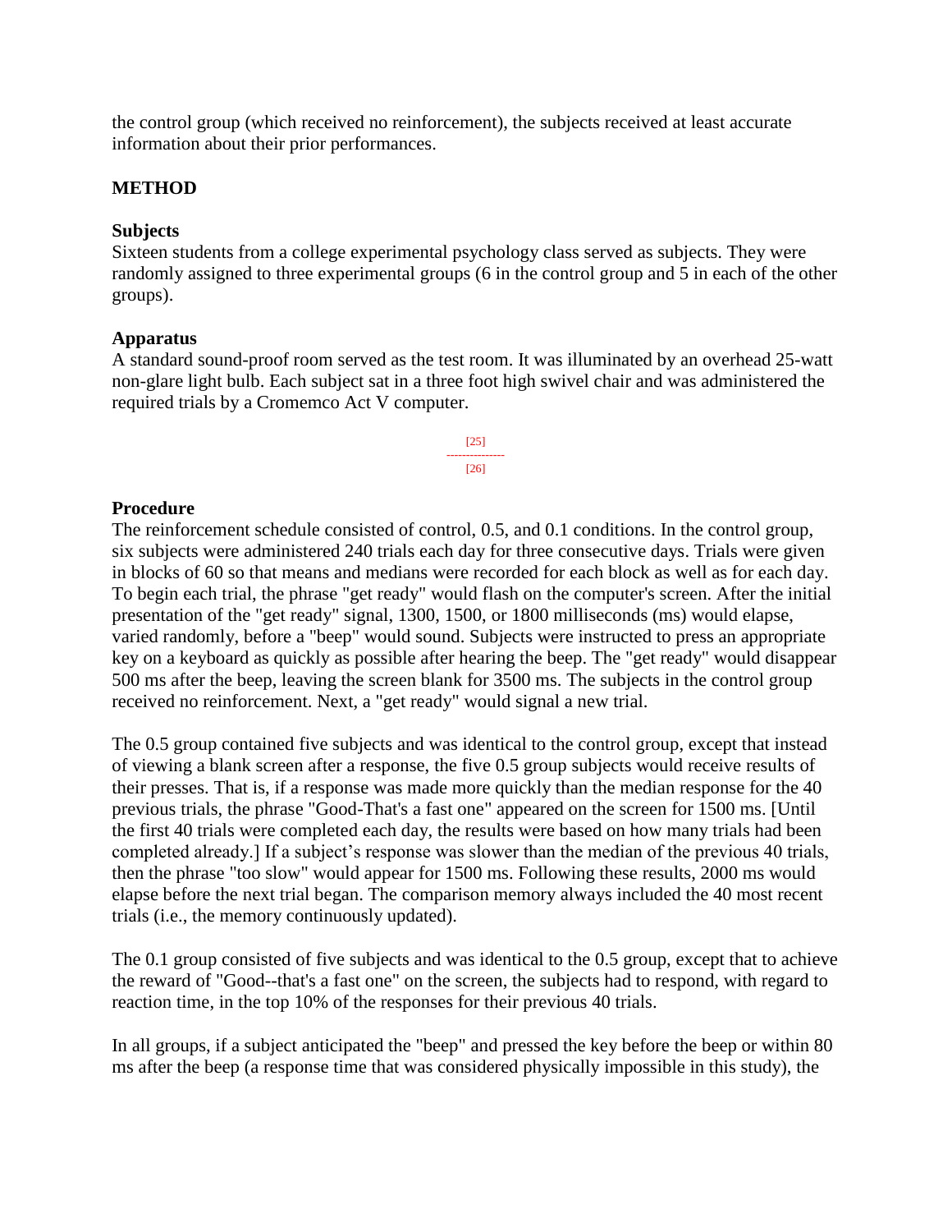the control group (which received no reinforcement), the subjects received at least accurate information about their prior performances.

## METHOD

### Subjects

Sixteen students from a college experimental psychology class served as subjects. They were randomly assigned to three experimental groups (6 in the control group and 5 in each of the other groups).

### Apparatus

A standard sound-proof room served as the test room. It was illuminated by an overhead 25-watt non-glare light bulb. Each subject sat in a three foot high swivel chair and was administered the required trials by a Cromemco Act V computer.

### Procedure

The reinforcement schedule consisted of control, 0.5, and 0.1 conditions. In the control group, six subjects were administered 240 trials each day for three consecutive days. Trials were given in blocks of 60 so that means and medians were recorded for each block as well as for each day. To begin each trial, the phrase "get ready" would flash on the computer's screen. After the initial presentation of the "get ready" signal, 1300, 1500, or 1800 milliseconds (ms) would elapse, varied randomly, before a "beep" would sound. Subjects were instructed to press an appropriate key on a keyboard as quickly as possible after hearing the beep. The "get ready" would disappear 500 ms after the beep, leaving the screen blank for 3500 ms. The subjects in the control group received no reinforcement. Next, a "get ready" would signal a new trial.

The 0.5 group contained five subjects and was identical to the control group, except that instead of viewing a blank screen after a response, the five 0.5 group subjects would receive results of their presses. That is, if a response was made more quickly than the median response for the 40 previous trials, the phrase "Good-That's a fast one" appeared on the screen for 1500 ms. [Until the first 40 trials were completed each day, the results were based on how many trials had been completed already.] If a subject's response was slower than the median of the previous 40 trials, then the phrase "too slow" would appear for 1500 ms. Following these results, 2000 ms would elapse before the next trial began. The comparison memory always included the 40 most recent trials (i.e., the memory continuously updated).

The 0.1 group consisted of five subjects and was identical to the 0.5 group, except that to achieve the reward of "Good--that's a fast one" on the screen, the subjects had to respond, with regard to reaction time, in the top 10% of the responses for their previous 40 trials.

In all groups, if a subject anticipated the "beep" and pressed the key before the beep or within 80 ms after the beep (a response time that was considered physically impossible in this study), the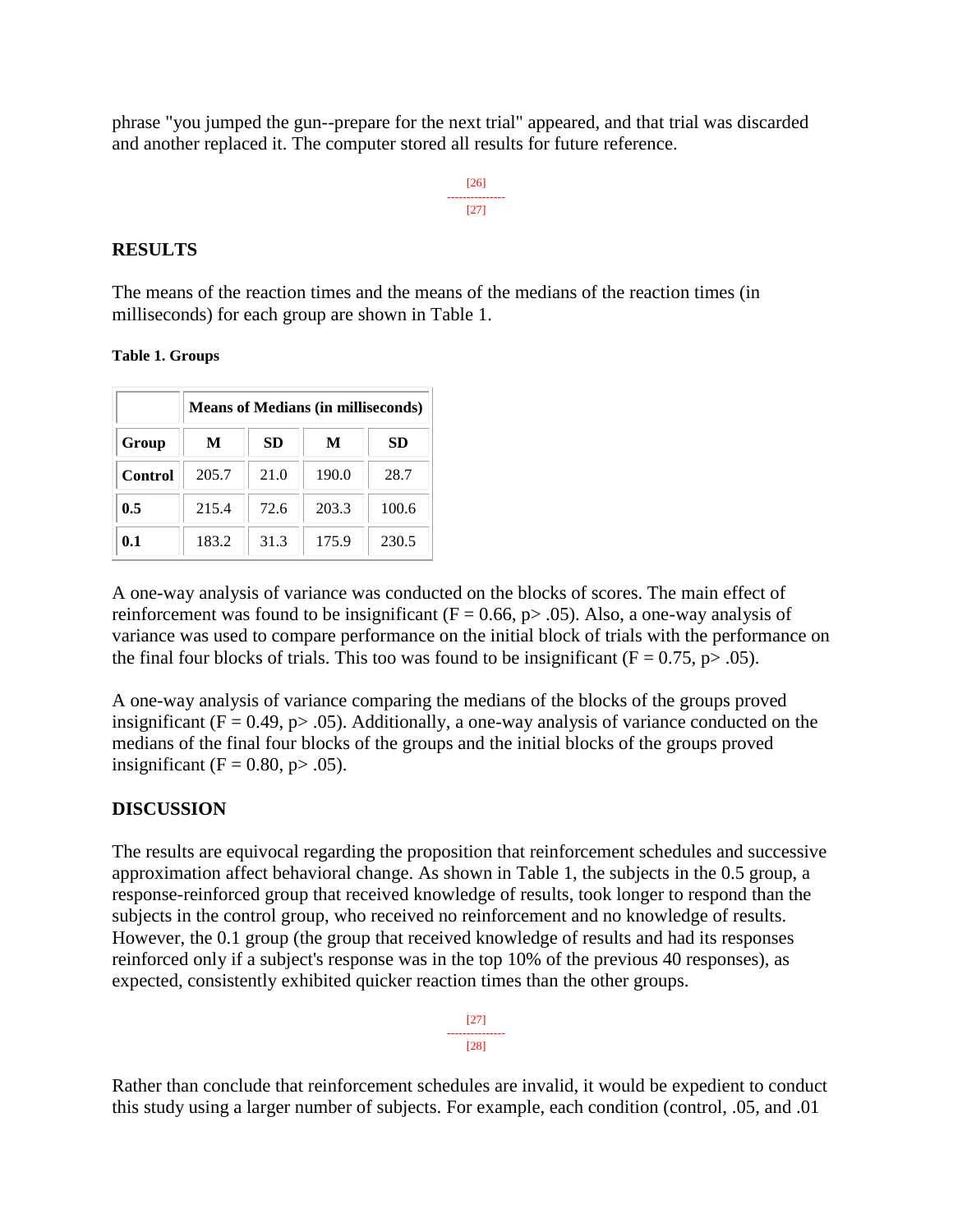phrase "you jumped the gun--prepare for the next trial" appeared, and that trial was discarded and another replaced it. The computer stored all results for future reference.

## RESULTS

The means of the reaction times and the means of the medians of the reaction times (in milliseconds) for each group are shown in Table 1.

**Table 1. Groups**

| | Means of Medians (in milliseconds) | | | |
|---|---|---|---|---|
| **Group** | **M** | **SD** | **M** | **SD** |
| **Control** | 205.7 | 21.0 | 190.0 | 28.7 |
| **0.5** | 215.4 | 72.6 | 203.3 | 100.6 |
| **0.1** | 183.2 | 31.3 | 175.9 | 230.5 |

A one-way analysis of variance was conducted on the blocks of scores. The main effect of reinforcement was found to be insignificant ($F = 0.66$, $p > .05$). Also, a one-way analysis of variance was used to compare performance on the initial block of trials with the performance on the final four blocks of trials. This too was found to be insignificant ($F = 0.75$, $p > .05$).

A one-way analysis of variance comparing the medians of the blocks of the groups proved insignificant ($F = 0.49$, $p > .05$). Additionally, a one-way analysis of variance conducted on the medians of the final four blocks of the groups and the initial blocks of the groups proved insignificant ($F = 0.80$, $p > .05$).

## DISCUSSION

The results are equivocal regarding the proposition that reinforcement schedules and successive approximation affect behavioral change. As shown in Table 1, the subjects in the 0.5 group, a response-reinforced group that received knowledge of results, took longer to respond than the subjects in the control group, who received no reinforcement and no knowledge of results. However, the 0.1 group (the group that received knowledge of results and had its responses reinforced only if a subject's response was in the top 10% of the previous 40 responses), as expected, consistently exhibited quicker reaction times than the other groups.

Rather than conclude that reinforcement schedules are invalid, it would be expedient to conduct this study using a larger number of subjects. For example, each condition (control, .05, and .01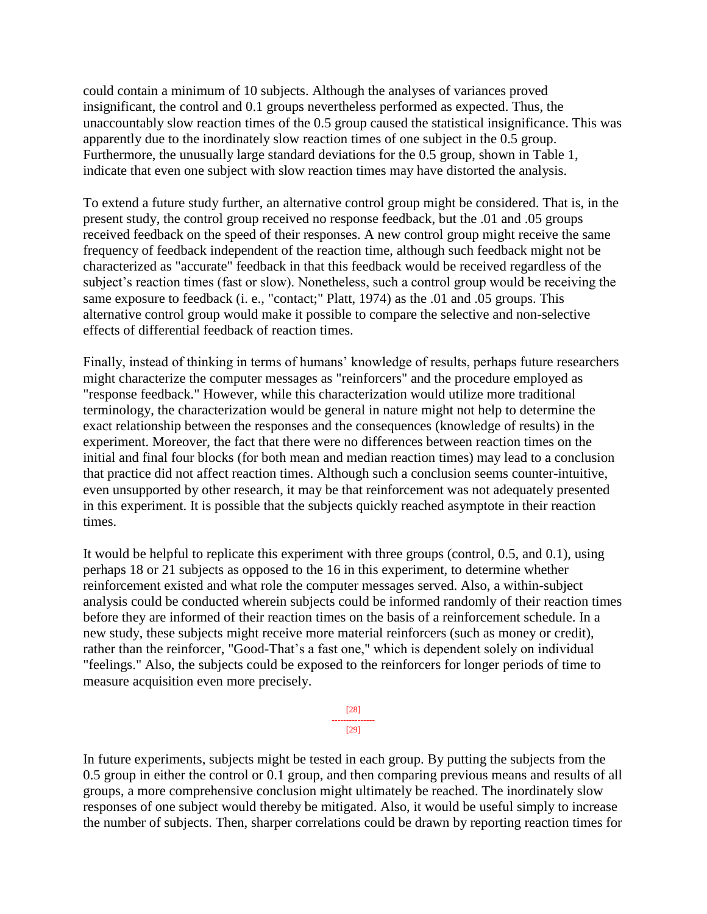could contain a minimum of 10 subjects. Although the analyses of variances proved insignificant, the control and 0.1 groups nevertheless performed as expected. Thus, the unaccountably slow reaction times of the 0.5 group caused the statistical insignificance. This was apparently due to the inordinately slow reaction times of one subject in the 0.5 group. Furthermore, the unusually large standard deviations for the 0.5 group, shown in Table 1, indicate that even one subject with slow reaction times may have distorted the analysis.

To extend a future study further, an alternative control group might be considered. That is, in the present study, the control group received no response feedback, but the .01 and .05 groups received feedback on the speed of their responses. A new control group might receive the same frequency of feedback independent of the reaction time, although such feedback might not be characterized as "accurate" feedback in that this feedback would be received regardless of the subject's reaction times (fast or slow). Nonetheless, such a control group would be receiving the same exposure to feedback (i. e., "contact;" Platt, 1974) as the .01 and .05 groups. This alternative control group would make it possible to compare the selective and non-selective effects of differential feedback of reaction times.

Finally, instead of thinking in terms of humans' knowledge of results, perhaps future researchers might characterize the computer messages as "reinforcers" and the procedure employed as "response feedback." However, while this characterization would utilize more traditional terminology, the characterization would be general in nature might not help to determine the exact relationship between the responses and the consequences (knowledge of results) in the experiment. Moreover, the fact that there were no differences between reaction times on the initial and final four blocks (for both mean and median reaction times) may lead to a conclusion that practice did not affect reaction times. Although such a conclusion seems counter-intuitive, even unsupported by other research, it may be that reinforcement was not adequately presented in this experiment. It is possible that the subjects quickly reached asymptote in their reaction times.

It would be helpful to replicate this experiment with three groups (control, 0.5, and 0.1), using perhaps 18 or 21 subjects as opposed to the 16 in this experiment, to determine whether reinforcement existed and what role the computer messages served. Also, a within-subject analysis could be conducted wherein subjects could be informed randomly of their reaction times before they are informed of their reaction times on the basis of a reinforcement schedule. In a new study, these subjects might receive more material reinforcers (such as money or credit), rather than the reinforcer, "Good-That's a fast one," which is dependent solely on individual "feelings." Also, the subjects could be exposed to the reinforcers for longer periods of time to measure acquisition even more precisely.

In future experiments, subjects might be tested in each group. By putting the subjects from the 0.5 group in either the control or 0.1 group, and then comparing previous means and results of all groups, a more comprehensive conclusion might ultimately be reached. The inordinately slow responses of one subject would thereby be mitigated. Also, it would be useful simply to increase the number of subjects. Then, sharper correlations could be drawn by reporting reaction times for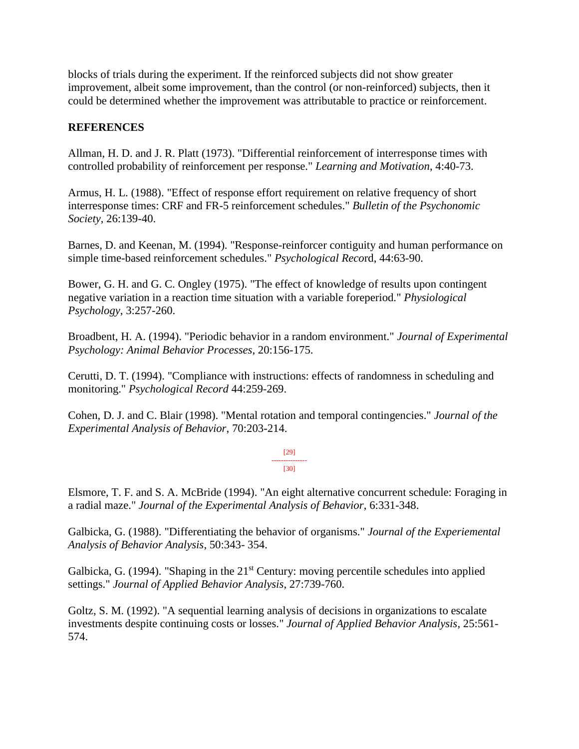blocks of trials during the experiment. If the reinforced subjects did not show greater improvement, albeit some improvement, than the control (or non-reinforced) subjects, then it could be determined whether the improvement was attributable to practice or reinforcement.

**REFERENCES**

Allman, H. D. and J. R. Platt (1973). "Differential reinforcement of interresponse times with controlled probability of reinforcement per response." *Learning and Motivation*, 4:40-73.

Armus, H. L. (1988). "Effect of response effort requirement on relative frequency of short interresponse times: CRF and FR-5 reinforcement schedules." *Bulletin of the Psychonomic Society*, 26:139-40.

Barnes, D. and Keenan, M. (1994). "Response-reinforcer contiguity and human performance on simple time-based reinforcement schedules." *Psychological Reco*rd, 44:63-90.

Bower, G. H. and G. C. Ongley (1975). "The effect of knowledge of results upon contingent negative variation in a reaction time situation with a variable foreperiod." *Physiological Psychology*, 3:257-260.

Broadbent, H. A. (1994). "Periodic behavior in a random environment." *Journal of Experimental Psychology: Animal Behavior Processes*, 20:156-175.

Cerutti, D. T. (1994). "Compliance with instructions: effects of randomness in scheduling and monitoring." *Psychological Record* 44:259-269.

Cohen, D. J. and C. Blair (1998). "Mental rotation and temporal contingencies." *Journal of the Experimental Analysis of Behavior*, 70:203-214.

Elsmore, T. F. and S. A. McBride (1994). "An eight alternative concurrent schedule: Foraging in a radial maze." *Journal of the Experimental Analysis of Behavior*, 6:331-348.

Galbicka, G. (1988). "Differentiating the behavior of organisms." *Journal of the Experiemental Analysis of Behavior Analysis*, 50:343- 354.

Galbicka, G. (1994). "Shaping in the 21st Century: moving percentile schedules into applied settings." *Journal of Applied Behavior Analysis*, 27:739-760.

Goltz, S. M. (1992). "A sequential learning analysis of decisions in organizations to escalate investments despite continuing costs or losses." *Journal of Applied Behavior Analysis*, 25:561-574.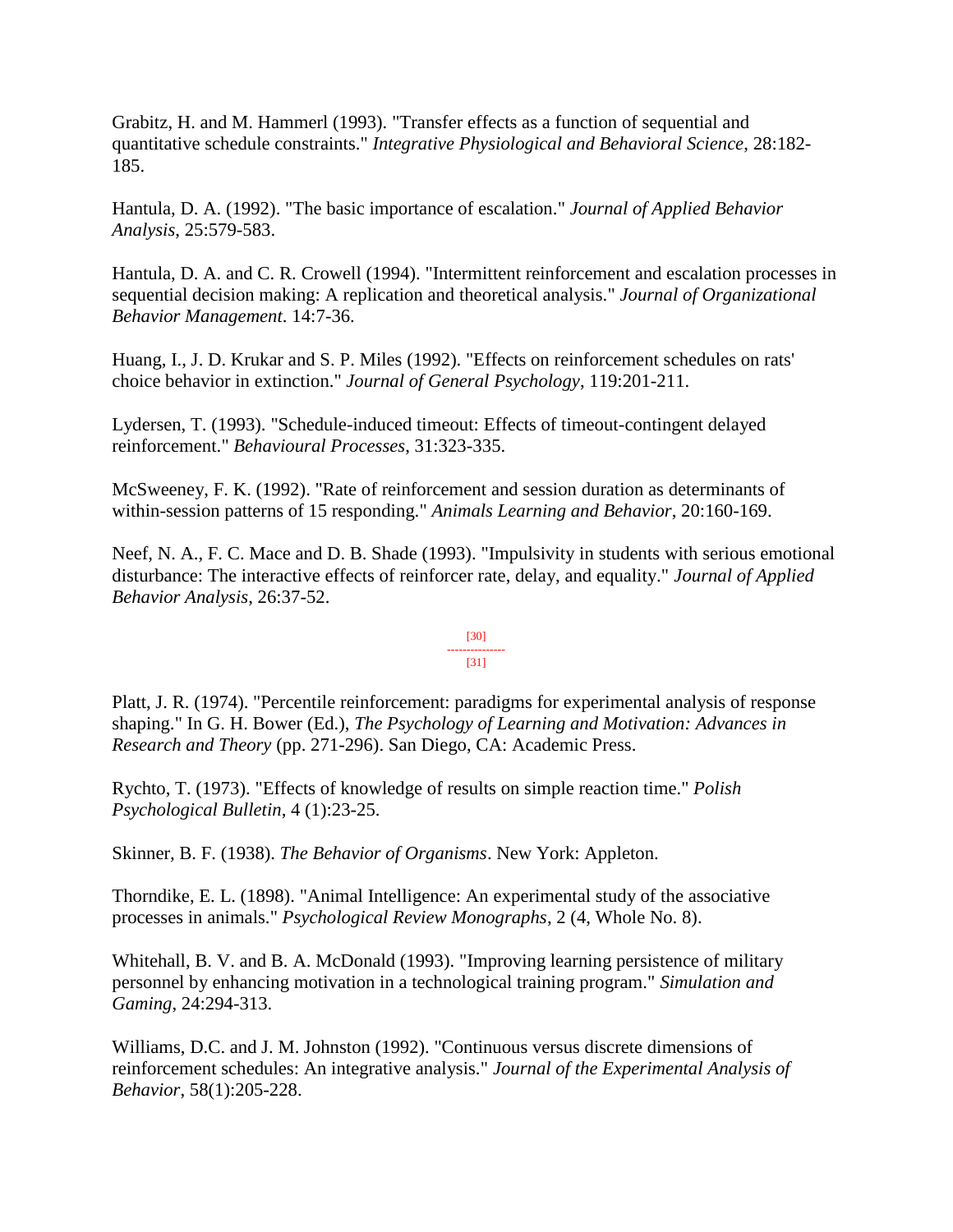Grabitz, H. and M. Hammerl (1993). "Transfer effects as a function of sequential and quantitative schedule constraints." *Integrative Physiological and Behavioral Science*, 28:182-185.

Hantula, D. A. (1992). "The basic importance of escalation." *Journal of Applied Behavior Analysis*, 25:579-583.

Hantula, D. A. and C. R. Crowell (1994). "Intermittent reinforcement and escalation processes in sequential decision making: A replication and theoretical analysis." *Journal of Organizational Behavior Management*. 14:7-36.

Huang, I., J. D. Krukar and S. P. Miles (1992). "Effects on reinforcement schedules on rats' choice behavior in extinction." *Journal of General Psychology*, 119:201-211.

Lydersen, T. (1993). "Schedule-induced timeout: Effects of timeout-contingent delayed reinforcement." *Behavioural Processes*, 31:323-335.

McSweeney, F. K. (1992). "Rate of reinforcement and session duration as determinants of within-session patterns of 15 responding." *Animals Learning and Behavior*, 20:160-169.

Neef, N. A., F. C. Mace and D. B. Shade (1993). "Impulsivity in students with serious emotional disturbance: The interactive effects of reinforcer rate, delay, and equality." *Journal of Applied Behavior Analysis*, 26:37-52.

Platt, J. R. (1974). "Percentile reinforcement: paradigms for experimental analysis of response shaping." In G. H. Bower (Ed.), *The Psychology of Learning and Motivation: Advances in Research and Theory* (pp. 271-296). San Diego, CA: Academic Press.

Rychto, T. (1973). "Effects of knowledge of results on simple reaction time." *Polish Psychological Bulletin*, 4 (1):23-25.

Skinner, B. F. (1938). *The Behavior of Organisms*. New York: Appleton.

Thorndike, E. L. (1898). "Animal Intelligence: An experimental study of the associative processes in animals." *Psychological Review Monographs*, 2 (4, Whole No. 8).

Whitehall, B. V. and B. A. McDonald (1993). "Improving learning persistence of military personnel by enhancing motivation in a technological training program." *Simulation and Gaming*, 24:294-313.

Williams, D.C. and J. M. Johnston (1992). "Continuous versus discrete dimensions of reinforcement schedules: An integrative analysis." *Journal of the Experimental Analysis of Behavior*, 58(1):205-228.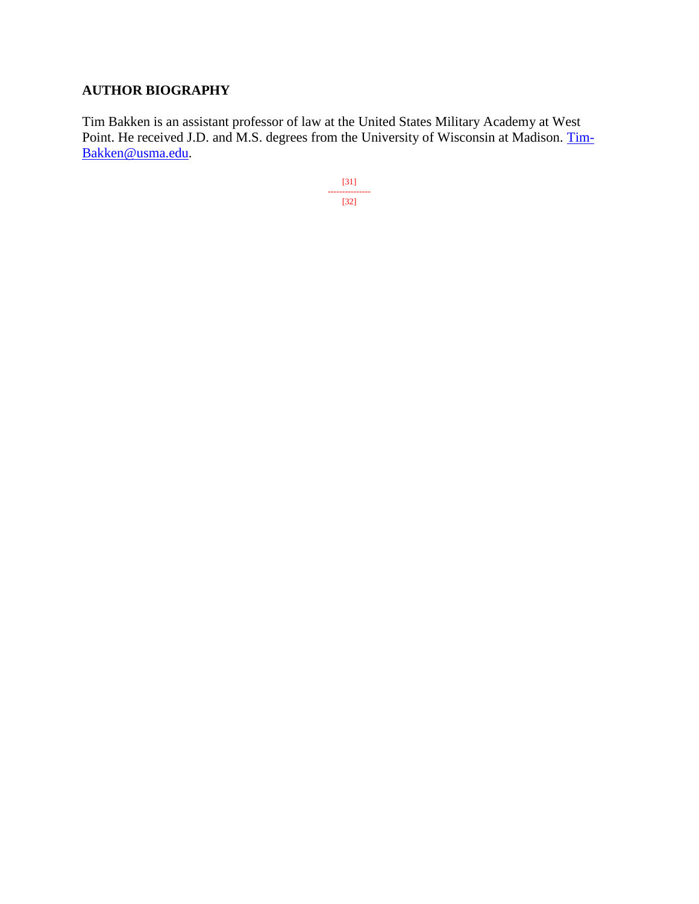## AUTHOR BIOGRAPHY

Tim Bakken is an assistant professor of law at the United States Military Academy at West Point. He received J.D. and M.S. degrees from the University of Wisconsin at Madison. Tim-Bakken@usma.edu.